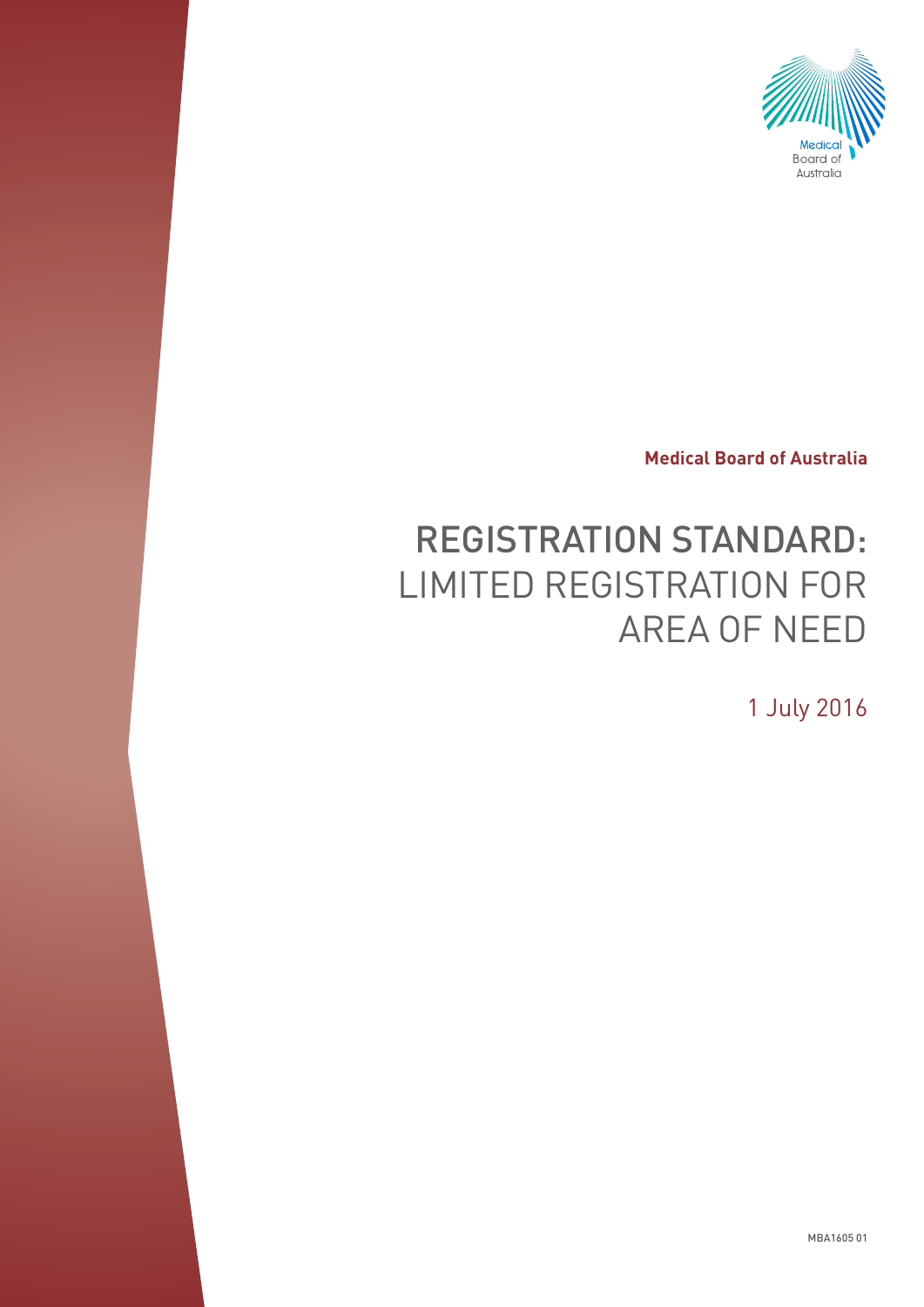Medical Board of Australia

# REGISTRATION STANDARD: LIMITED REGISTRATION FOR AREA OF NEED

1 July 2016

MBA1605 01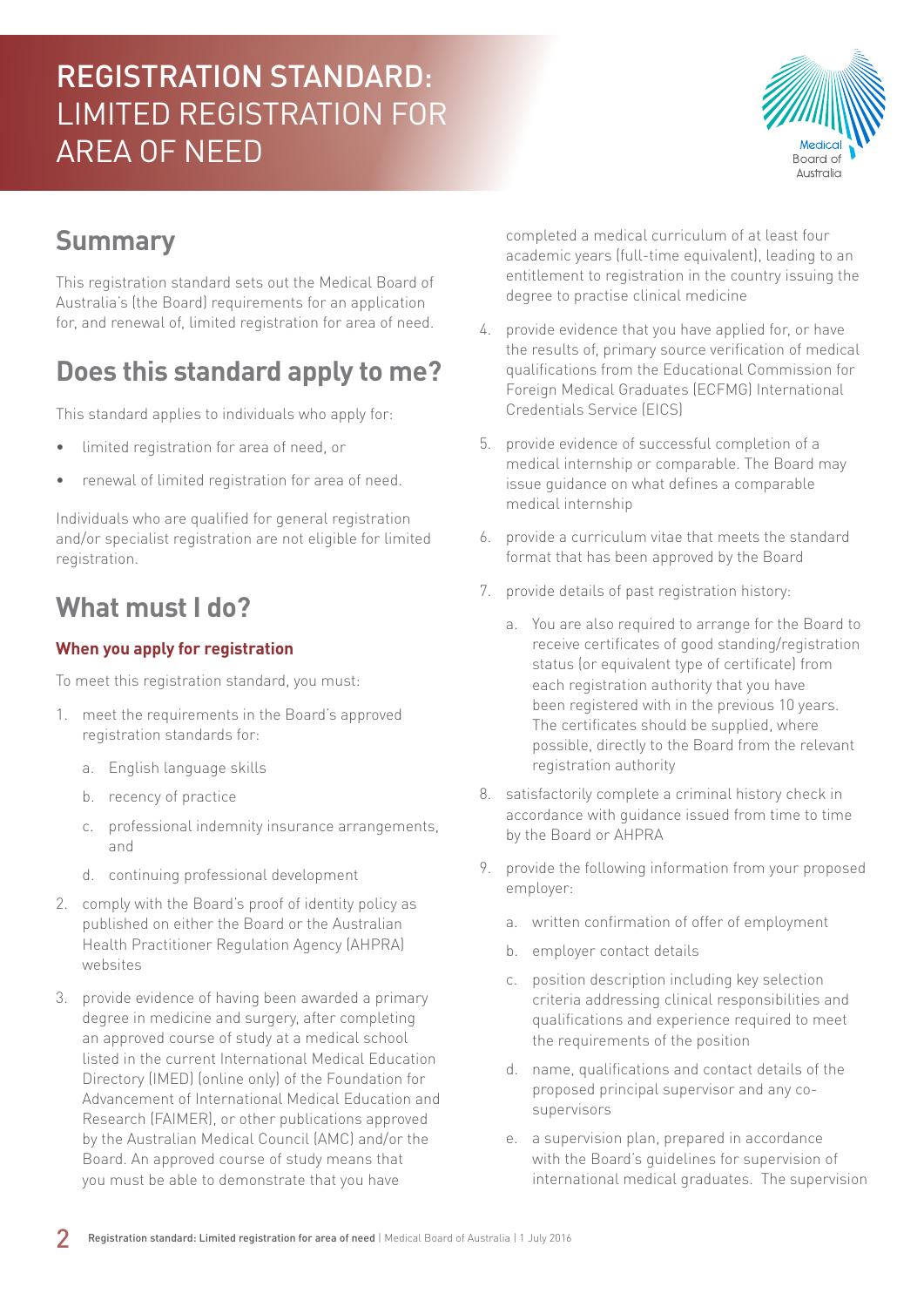# REGISTRATION STANDARD: LIMITED REGISTRATION FOR AREA OF NEED

## Summary

This registration standard sets out the Medical Board of Australia's (the Board) requirements for an application for, and renewal of, limited registration for area of need.

## Does this standard apply to me?

This standard applies to individuals who apply for:

- limited registration for area of need, or
- renewal of limited registration for area of need.

Individuals who are qualified for general registration and/or specialist registration are not eligible for limited registration.

## What must I do?

### When you apply for registration

To meet this registration standard, you must:

1. meet the requirements in the Board's approved registration standards for:
   a. English language skills
   b. recency of practice
   c. professional indemnity insurance arrangements, and
   d. continuing professional development
2. comply with the Board's proof of identity policy as published on either the Board or the Australian Health Practitioner Regulation Agency (AHPRA) websites
3. provide evidence of having been awarded a primary degree in medicine and surgery, after completing an approved course of study at a medical school listed in the current International Medical Education Directory (IMED) (online only) of the Foundation for Advancement of International Medical Education and Research (FAIMER), or other publications approved by the Australian Medical Council (AMC) and/or the Board. An approved course of study means that you must be able to demonstrate that you have completed a medical curriculum of at least four academic years (full-time equivalent), leading to an entitlement to registration in the country issuing the degree to practise clinical medicine
4. provide evidence that you have applied for, or have the results of, primary source verification of medical qualifications from the Educational Commission for Foreign Medical Graduates (ECFMG) International Credentials Service (EICS)
5. provide evidence of successful completion of a medical internship or comparable. The Board may issue guidance on what defines a comparable medical internship
6. provide a curriculum vitae that meets the standard format that has been approved by the Board
7. provide details of past registration history:
   a. You are also required to arrange for the Board to receive certificates of good standing/registration status (or equivalent type of certificate) from each registration authority that you have been registered with in the previous 10 years. The certificates should be supplied, where possible, directly to the Board from the relevant registration authority
8. satisfactorily complete a criminal history check in accordance with guidance issued from time to time by the Board or AHPRA
9. provide the following information from your proposed employer:
   a. written confirmation of offer of employment
   b. employer contact details
   c. position description including key selection criteria addressing clinical responsibilities and qualifications and experience required to meet the requirements of the position
   d. name, qualifications and contact details of the proposed principal supervisor and any co-supervisors
   e. a supervision plan, prepared in accordance with the Board's guidelines for supervision of international medical graduates. The supervision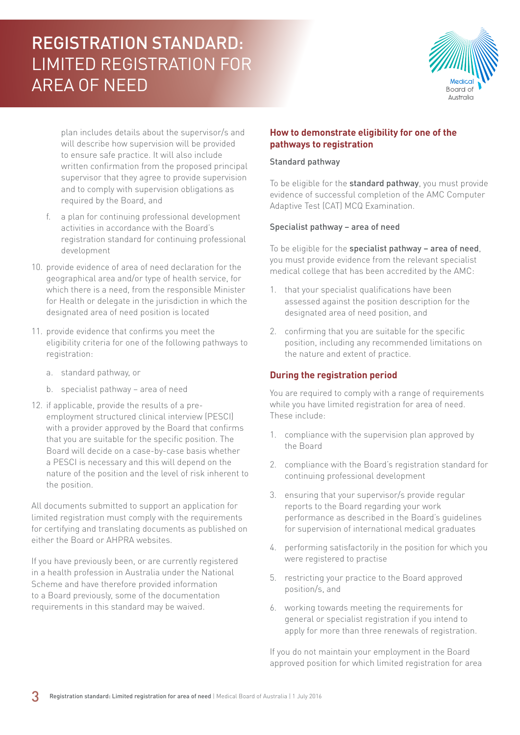plan includes details about the supervisor/s and will describe how supervision will be provided to ensure safe practice. It will also include written confirmation from the proposed principal supervisor that they agree to provide supervision and to comply with supervision obligations as required by the Board, and

   f. a plan for continuing professional development activities in accordance with the Board's registration standard for continuing professional development

10. provide evidence of area of need declaration for the geographical area and/or type of health service, for which there is a need, from the responsible Minister for Health or delegate in the jurisdiction in which the designated area of need position is located

11. provide evidence that confirms you meet the eligibility criteria for one of the following pathways to registration:

    a. standard pathway, or

    b. specialist pathway – area of need

12. if applicable, provide the results of a pre-employment structured clinical interview (PESCI) with a provider approved by the Board that confirms that you are suitable for the specific position. The Board will decide on a case-by-case basis whether a PESCI is necessary and this will depend on the nature of the position and the level of risk inherent to the position.

All documents submitted to support an application for limited registration must comply with the requirements for certifying and translating documents as published on either the Board or AHPRA websites.

If you have previously been, or are currently registered in a health profession in Australia under the National Scheme and have therefore provided information to a Board previously, some of the documentation requirements in this standard may be waived.

## How to demonstrate eligibility for one of the pathways to registration

### Standard pathway

To be eligible for the **standard pathway**, you must provide evidence of successful completion of the AMC Computer Adaptive Test (CAT) MCQ Examination.

### Specialist pathway – area of need

To be eligible for the **specialist pathway – area of need**, you must provide evidence from the relevant specialist medical college that has been accredited by the AMC:

1. that your specialist qualifications have been assessed against the position description for the designated area of need position, and
2. confirming that you are suitable for the specific position, including any recommended limitations on the nature and extent of practice.

## During the registration period

You are required to comply with a range of requirements while you have limited registration for area of need. These include:

1. compliance with the supervision plan approved by the Board
2. compliance with the Board's registration standard for continuing professional development
3. ensuring that your supervisor/s provide regular reports to the Board regarding your work performance as described in the Board's guidelines for supervision of international medical graduates
4. performing satisfactorily in the position for which you were registered to practise
5. restricting your practice to the Board approved position/s, and
6. working towards meeting the requirements for general or specialist registration if you intend to apply for more than three renewals of registration.

If you do not maintain your employment in the Board approved position for which limited registration for area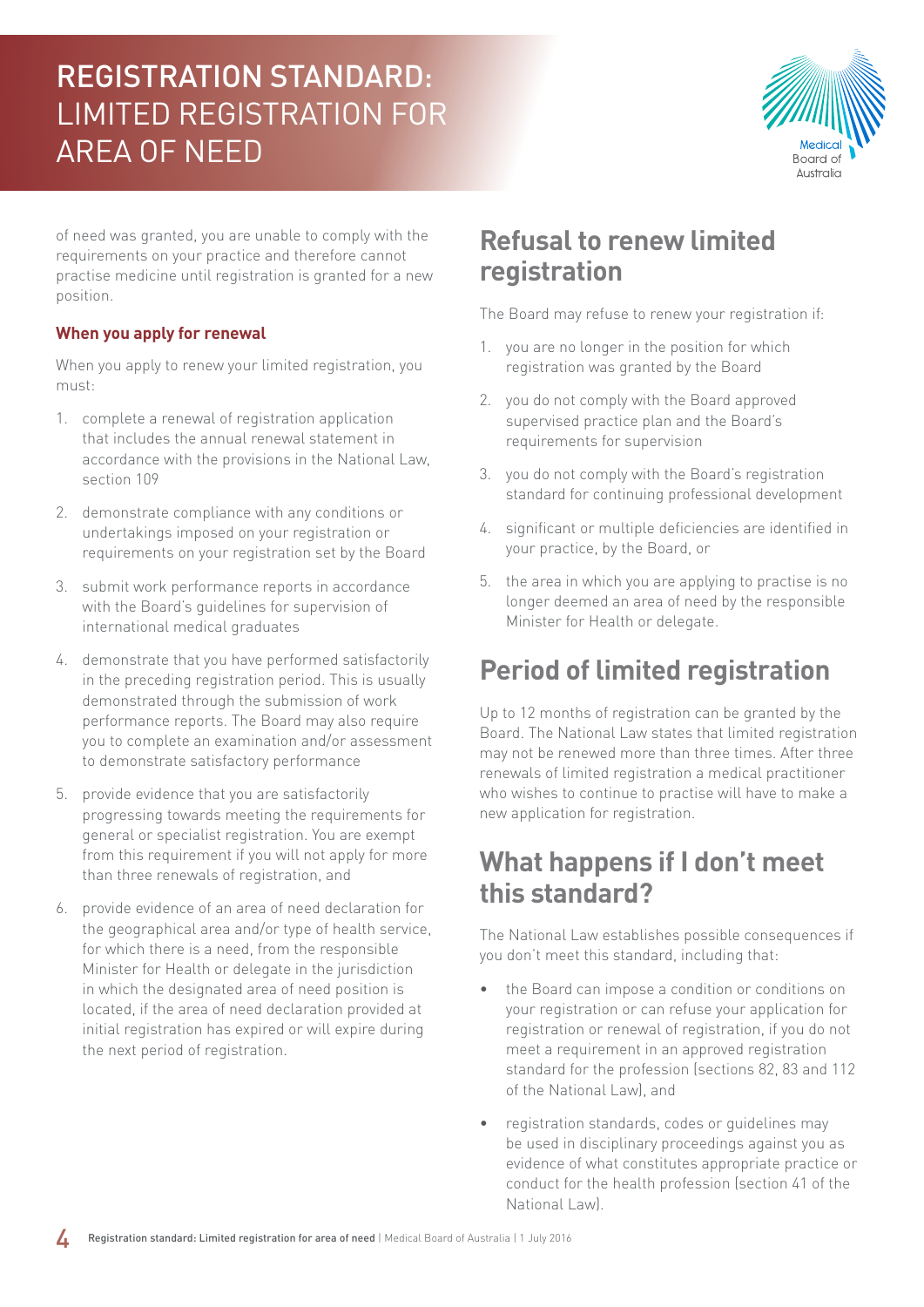of need was granted, you are unable to comply with the requirements on your practice and therefore cannot practise medicine until registration is granted for a new position.

### When you apply for renewal

When you apply to renew your limited registration, you must:

1. complete a renewal of registration application that includes the annual renewal statement in accordance with the provisions in the National Law, section 109
2. demonstrate compliance with any conditions or undertakings imposed on your registration or requirements on your registration set by the Board
3. submit work performance reports in accordance with the Board's guidelines for supervision of international medical graduates
4. demonstrate that you have performed satisfactorily in the preceding registration period. This is usually demonstrated through the submission of work performance reports. The Board may also require you to complete an examination and/or assessment to demonstrate satisfactory performance
5. provide evidence that you are satisfactorily progressing towards meeting the requirements for general or specialist registration. You are exempt from this requirement if you will not apply for more than three renewals of registration, and
6. provide evidence of an area of need declaration for the geographical area and/or type of health service, for which there is a need, from the responsible Minister for Health or delegate in the jurisdiction in which the designated area of need position is located, if the area of need declaration provided at initial registration has expired or will expire during the next period of registration.

## Refusal to renew limited registration

The Board may refuse to renew your registration if:

1. you are no longer in the position for which registration was granted by the Board
2. you do not comply with the Board approved supervised practice plan and the Board's requirements for supervision
3. you do not comply with the Board's registration standard for continuing professional development
4. significant or multiple deficiencies are identified in your practice, by the Board, or
5. the area in which you are applying to practise is no longer deemed an area of need by the responsible Minister for Health or delegate.

## Period of limited registration

Up to 12 months of registration can be granted by the Board. The National Law states that limited registration may not be renewed more than three times. After three renewals of limited registration a medical practitioner who wishes to continue to practise will have to make a new application for registration.

## What happens if I don't meet this standard?

The National Law establishes possible consequences if you don't meet this standard, including that:

- the Board can impose a condition or conditions on your registration or can refuse your application for registration or renewal of registration, if you do not meet a requirement in an approved registration standard for the profession (sections 82, 83 and 112 of the National Law), and
- registration standards, codes or guidelines may be used in disciplinary proceedings against you as evidence of what constitutes appropriate practice or conduct for the health profession (section 41 of the National Law).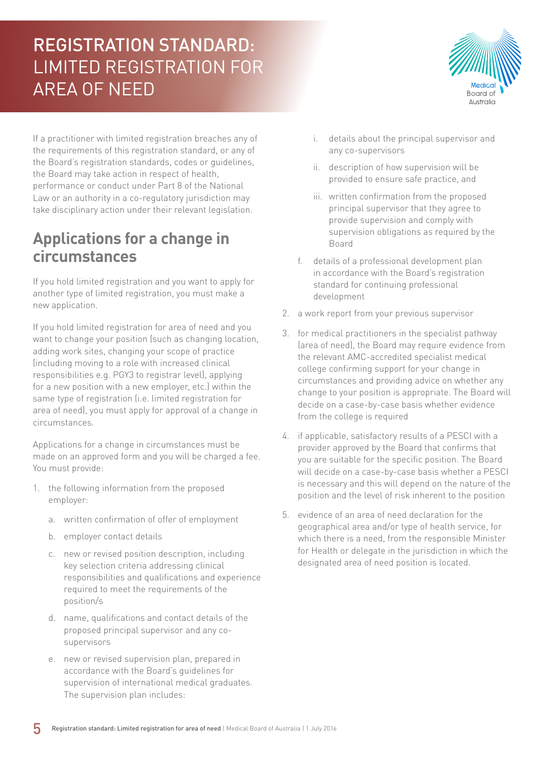If a practitioner with limited registration breaches any of the requirements of this registration standard, or any of the Board's registration standards, codes or guidelines, the Board may take action in respect of health, performance or conduct under Part 8 of the National Law or an authority in a co-regulatory jurisdiction may take disciplinary action under their relevant legislation.

## Applications for a change in circumstances

If you hold limited registration and you want to apply for another type of limited registration, you must make a new application.

If you hold limited registration for area of need and you want to change your position (such as changing location, adding work sites, changing your scope of practice (including moving to a role with increased clinical responsibilities e.g. PGY3 to registrar level), applying for a new position with a new employer, etc.) within the same type of registration (i.e. limited registration for area of need), you must apply for approval of a change in circumstances.

Applications for a change in circumstances must be made on an approved form and you will be charged a fee. You must provide:

1. the following information from the proposed employer:
   a. written confirmation of offer of employment
   b. employer contact details
   c. new or revised position description, including key selection criteria addressing clinical responsibilities and qualifications and experience required to meet the requirements of the position/s
   d. name, qualifications and contact details of the proposed principal supervisor and any co-supervisors
   e. new or revised supervision plan, prepared in accordance with the Board's guidelines for supervision of international medical graduates. The supervision plan includes:
      i. details about the principal supervisor and any co-supervisors
      ii. description of how supervision will be provided to ensure safe practice, and
      iii. written confirmation from the proposed principal supervisor that they agree to provide supervision and comply with supervision obligations as required by the Board
   f. details of a professional development plan in accordance with the Board's registration standard for continuing professional development
2. a work report from your previous supervisor
3. for medical practitioners in the specialist pathway (area of need), the Board may require evidence from the relevant AMC-accredited specialist medical college confirming support for your change in circumstances and providing advice on whether any change to your position is appropriate. The Board will decide on a case-by-case basis whether evidence from the college is required
4. if applicable, satisfactory results of a PESCI with a provider approved by the Board that confirms that you are suitable for the specific position. The Board will decide on a case-by-case basis whether a PESCI is necessary and this will depend on the nature of the position and the level of risk inherent to the position
5. evidence of an area of need declaration for the geographical area and/or type of health service, for which there is a need, from the responsible Minister for Health or delegate in the jurisdiction in which the designated area of need position is located.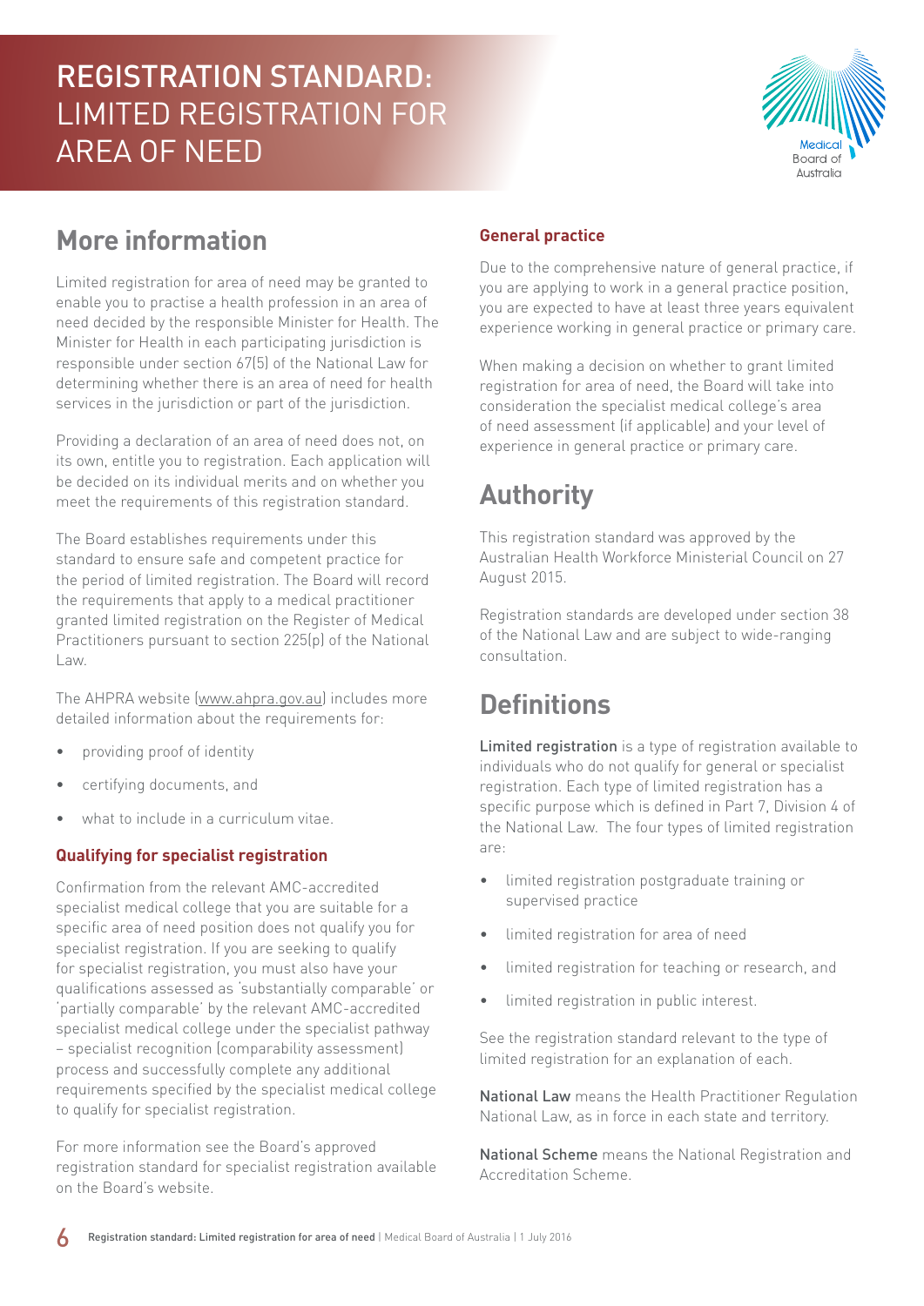## More information

Limited registration for area of need may be granted to enable you to practise a health profession in an area of need decided by the responsible Minister for Health. The Minister for Health in each participating jurisdiction is responsible under section 67(5) of the National Law for determining whether there is an area of need for health services in the jurisdiction or part of the jurisdiction.

Providing a declaration of an area of need does not, on its own, entitle you to registration. Each application will be decided on its individual merits and on whether you meet the requirements of this registration standard.

The Board establishes requirements under this standard to ensure safe and competent practice for the period of limited registration. The Board will record the requirements that apply to a medical practitioner granted limited registration on the Register of Medical Practitioners pursuant to section 225(p) of the National Law.

The AHPRA website (www.ahpra.gov.au) includes more detailed information about the requirements for:

- providing proof of identity
- certifying documents, and
- what to include in a curriculum vitae.

### Qualifying for specialist registration

Confirmation from the relevant AMC-accredited specialist medical college that you are suitable for a specific area of need position does not qualify you for specialist registration. If you are seeking to qualify for specialist registration, you must also have your qualifications assessed as 'substantially comparable' or 'partially comparable' by the relevant AMC-accredited specialist medical college under the specialist pathway – specialist recognition (comparability assessment) process and successfully complete any additional requirements specified by the specialist medical college to qualify for specialist registration.

For more information see the Board's approved registration standard for specialist registration available on the Board's website.

### General practice

Due to the comprehensive nature of general practice, if you are applying to work in a general practice position, you are expected to have at least three years equivalent experience working in general practice or primary care.

When making a decision on whether to grant limited registration for area of need, the Board will take into consideration the specialist medical college's area of need assessment (if applicable) and your level of experience in general practice or primary care.

## Authority

This registration standard was approved by the Australian Health Workforce Ministerial Council on 27 August 2015.

Registration standards are developed under section 38 of the National Law and are subject to wide-ranging consultation.

## Definitions

**Limited registration** is a type of registration available to individuals who do not qualify for general or specialist registration. Each type of limited registration has a specific purpose which is defined in Part 7, Division 4 of the National Law. The four types of limited registration are:

- limited registration postgraduate training or supervised practice
- limited registration for area of need
- limited registration for teaching or research, and
- limited registration in public interest.

See the registration standard relevant to the type of limited registration for an explanation of each.

**National Law** means the Health Practitioner Regulation National Law, as in force in each state and territory.

**National Scheme** means the National Registration and Accreditation Scheme.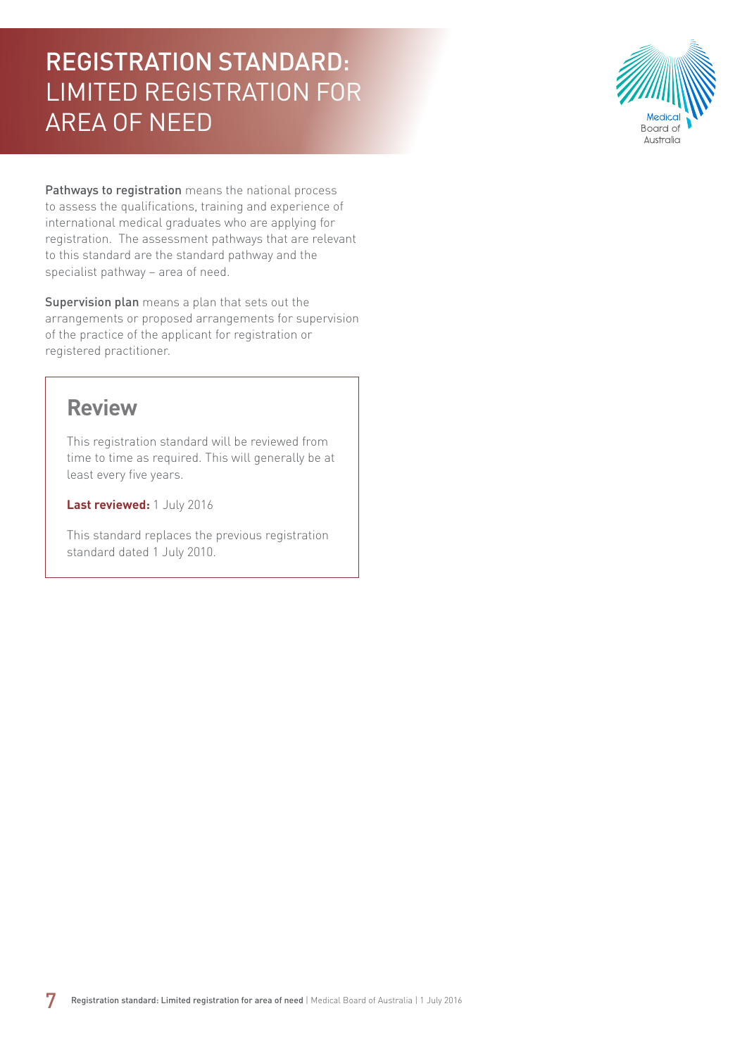# REGISTRATION STANDARD: LIMITED REGISTRATION FOR AREA OF NEED

**Pathways to registration** means the national process to assess the qualifications, training and experience of international medical graduates who are applying for registration. The assessment pathways that are relevant to this standard are the standard pathway and the specialist pathway – area of need.

**Supervision plan** means a plan that sets out the arrangements or proposed arrangements for supervision of the practice of the applicant for registration or registered practitioner.

## Review

This registration standard will be reviewed from time to time as required. This will generally be at least every five years.

**Last reviewed:** 1 July 2016

This standard replaces the previous registration standard dated 1 July 2010.